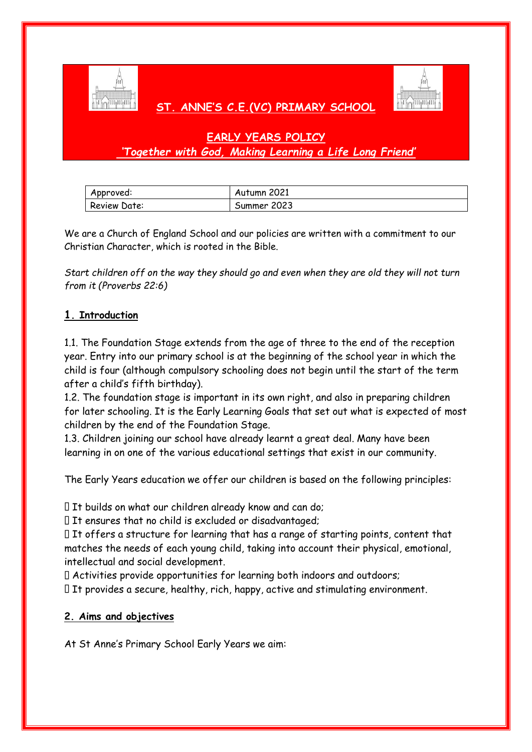# ST. ANNE'S C.E.(VC) PRIMARY SCHOOL

## EARLY YEARS POLICY

***'Together with God, Making Learning a Life Long Friend'***

| Approved: | Autumn 2021 |
|---|---|
| Review Date: | Summer 2023 |

We are a Church of England School and our policies are written with a commitment to our Christian Character, which is rooted in the Bible.

*Start children off on the way they should go and even when they are old they will not turn from it (Proverbs 22:6)*

### 1. Introduction

1.1. The Foundation Stage extends from the age of three to the end of the reception year. Entry into our primary school is at the beginning of the school year in which the child is four (although compulsory schooling does not begin until the start of the term after a child's fifth birthday).
1.2. The foundation stage is important in its own right, and also in preparing children for later schooling. It is the Early Learning Goals that set out what is expected of most children by the end of the Foundation Stage.
1.3. Children joining our school have already learnt a great deal. Many have been learning in on one of the various educational settings that exist in our community.

The Early Years education we offer our children is based on the following principles:

- It builds on what our children already know and can do;
- It ensures that no child is excluded or disadvantaged;
- It offers a structure for learning that has a range of starting points, content that matches the needs of each young child, taking into account their physical, emotional, intellectual and social development.
- Activities provide opportunities for learning both indoors and outdoors;
- It provides a secure, healthy, rich, happy, active and stimulating environment.

### 2. Aims and objectives

At St Anne's Primary School Early Years we aim: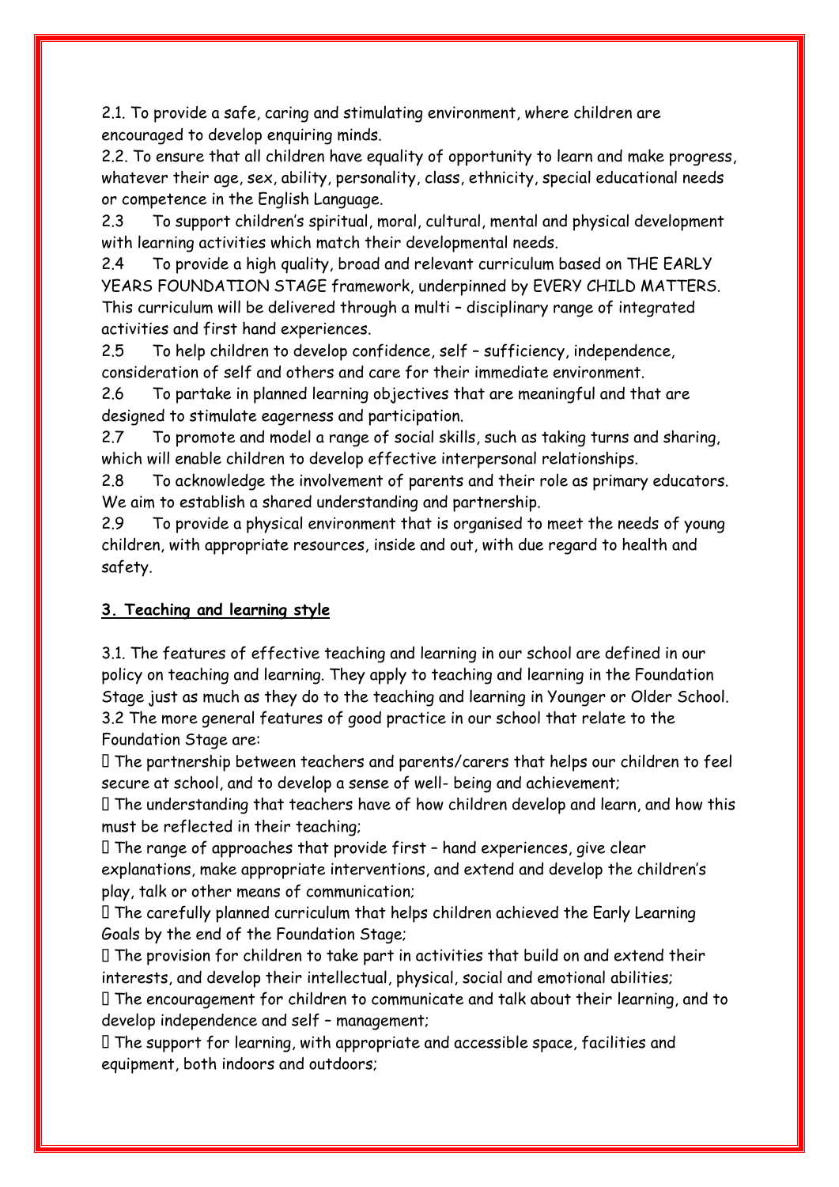2.1. To provide a safe, caring and stimulating environment, where children are encouraged to develop enquiring minds.

2.2. To ensure that all children have equality of opportunity to learn and make progress, whatever their age, sex, ability, personality, class, ethnicity, special educational needs or competence in the English Language.

2.3 To support children's spiritual, moral, cultural, mental and physical development with learning activities which match their developmental needs.

2.4 To provide a high quality, broad and relevant curriculum based on THE EARLY YEARS FOUNDATION STAGE framework, underpinned by EVERY CHILD MATTERS. This curriculum will be delivered through a multi – disciplinary range of integrated activities and first hand experiences.

2.5 To help children to develop confidence, self – sufficiency, independence, consideration of self and others and care for their immediate environment.

2.6 To partake in planned learning objectives that are meaningful and that are designed to stimulate eagerness and participation.

2.7 To promote and model a range of social skills, such as taking turns and sharing, which will enable children to develop effective interpersonal relationships.

2.8 To acknowledge the involvement of parents and their role as primary educators. We aim to establish a shared understanding and partnership.

2.9 To provide a physical environment that is organised to meet the needs of young children, with appropriate resources, inside and out, with due regard to health and safety.

**3. Teaching and learning style**

3.1. The features of effective teaching and learning in our school are defined in our policy on teaching and learning. They apply to teaching and learning in the Foundation Stage just as much as they do to the teaching and learning in Younger or Older School.

3.2 The more general features of good practice in our school that relate to the Foundation Stage are:

- The partnership between teachers and parents/carers that helps our children to feel secure at school, and to develop a sense of well- being and achievement;
- The understanding that teachers have of how children develop and learn, and how this must be reflected in their teaching;
- The range of approaches that provide first – hand experiences, give clear explanations, make appropriate interventions, and extend and develop the children's play, talk or other means of communication;
- The carefully planned curriculum that helps children achieved the Early Learning Goals by the end of the Foundation Stage;
- The provision for children to take part in activities that build on and extend their interests, and develop their intellectual, physical, social and emotional abilities;
- The encouragement for children to communicate and talk about their learning, and to develop independence and self – management;
- The support for learning, with appropriate and accessible space, facilities and equipment, both indoors and outdoors;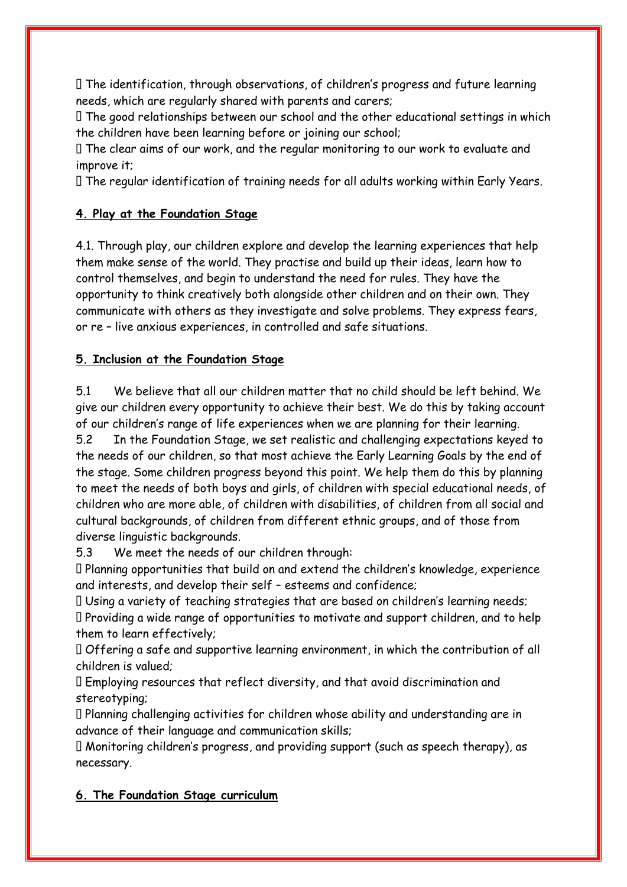- The identification, through observations, of children's progress and future learning needs, which are regularly shared with parents and carers;
- The good relationships between our school and the other educational settings in which the children have been learning before or joining our school;
- The clear aims of our work, and the regular monitoring to our work to evaluate and improve it;
- The regular identification of training needs for all adults working within Early Years.

## 4. Play at the Foundation Stage

4.1. Through play, our children explore and develop the learning experiences that help them make sense of the world. They practise and build up their ideas, learn how to control themselves, and begin to understand the need for rules. They have the opportunity to think creatively both alongside other children and on their own. They communicate with others as they investigate and solve problems. They express fears, or re – live anxious experiences, in controlled and safe situations.

## 5. Inclusion at the Foundation Stage

5.1 We believe that all our children matter that no child should be left behind. We give our children every opportunity to achieve their best. We do this by taking account of our children's range of life experiences when we are planning for their learning.

5.2 In the Foundation Stage, we set realistic and challenging expectations keyed to the needs of our children, so that most achieve the Early Learning Goals by the end of the stage. Some children progress beyond this point. We help them do this by planning to meet the needs of both boys and girls, of children with special educational needs, of children who are more able, of children with disabilities, of children from all social and cultural backgrounds, of children from different ethnic groups, and of those from diverse linguistic backgrounds.

5.3 We meet the needs of our children through:

- Planning opportunities that build on and extend the children's knowledge, experience and interests, and develop their self – esteems and confidence;
- Using a variety of teaching strategies that are based on children's learning needs;
- Providing a wide range of opportunities to motivate and support children, and to help them to learn effectively;
- Offering a safe and supportive learning environment, in which the contribution of all children is valued;
- Employing resources that reflect diversity, and that avoid discrimination and stereotyping;
- Planning challenging activities for children whose ability and understanding are in advance of their language and communication skills;
- Monitoring children's progress, and providing support (such as speech therapy), as necessary.

## 6. The Foundation Stage curriculum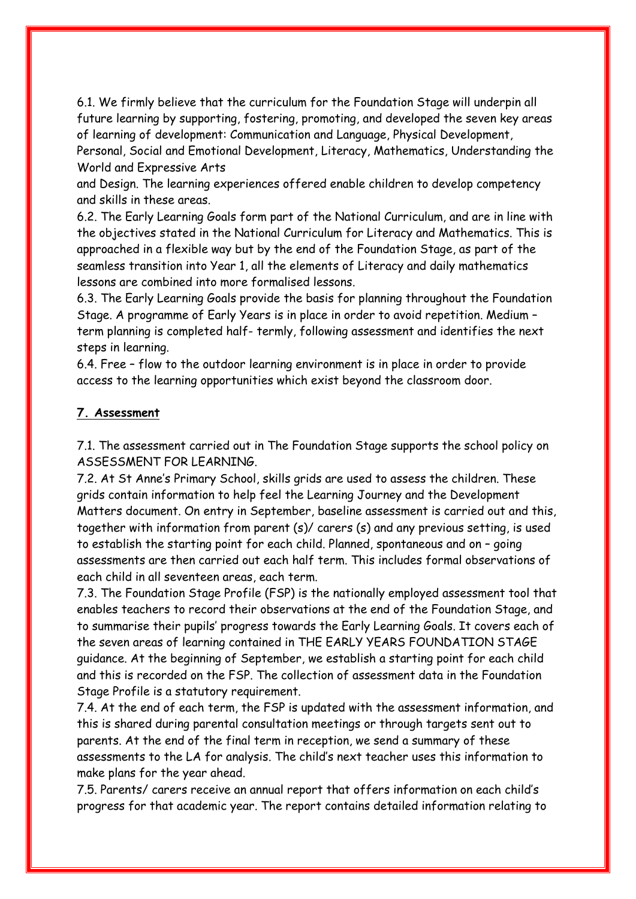6.1. We firmly believe that the curriculum for the Foundation Stage will underpin all future learning by supporting, fostering, promoting, and developed the seven key areas of learning of development: Communication and Language, Physical Development, Personal, Social and Emotional Development, Literacy, Mathematics, Understanding the World and Expressive Arts and Design. The learning experiences offered enable children to develop competency and skills in these areas.

6.2. The Early Learning Goals form part of the National Curriculum, and are in line with the objectives stated in the National Curriculum for Literacy and Mathematics. This is approached in a flexible way but by the end of the Foundation Stage, as part of the seamless transition into Year 1, all the elements of Literacy and daily mathematics lessons are combined into more formalised lessons.

6.3. The Early Learning Goals provide the basis for planning throughout the Foundation Stage. A programme of Early Years is in place in order to avoid repetition. Medium – term planning is completed half- termly, following assessment and identifies the next steps in learning.

6.4. Free – flow to the outdoor learning environment is in place in order to provide access to the learning opportunities which exist beyond the classroom door.

## 7. Assessment

7.1. The assessment carried out in The Foundation Stage supports the school policy on ASSESSMENT FOR LEARNING.

7.2. At St Anne's Primary School, skills grids are used to assess the children. These grids contain information to help feel the Learning Journey and the Development Matters document. On entry in September, baseline assessment is carried out and this, together with information from parent (s)/ carers (s) and any previous setting, is used to establish the starting point for each child. Planned, spontaneous and on – going assessments are then carried out each half term. This includes formal observations of each child in all seventeen areas, each term.

7.3. The Foundation Stage Profile (FSP) is the nationally employed assessment tool that enables teachers to record their observations at the end of the Foundation Stage, and to summarise their pupils' progress towards the Early Learning Goals. It covers each of the seven areas of learning contained in THE EARLY YEARS FOUNDATION STAGE guidance. At the beginning of September, we establish a starting point for each child and this is recorded on the FSP. The collection of assessment data in the Foundation Stage Profile is a statutory requirement.

7.4. At the end of each term, the FSP is updated with the assessment information, and this is shared during parental consultation meetings or through targets sent out to parents. At the end of the final term in reception, we send a summary of these assessments to the LA for analysis. The child's next teacher uses this information to make plans for the year ahead.

7.5. Parents/ carers receive an annual report that offers information on each child's progress for that academic year. The report contains detailed information relating to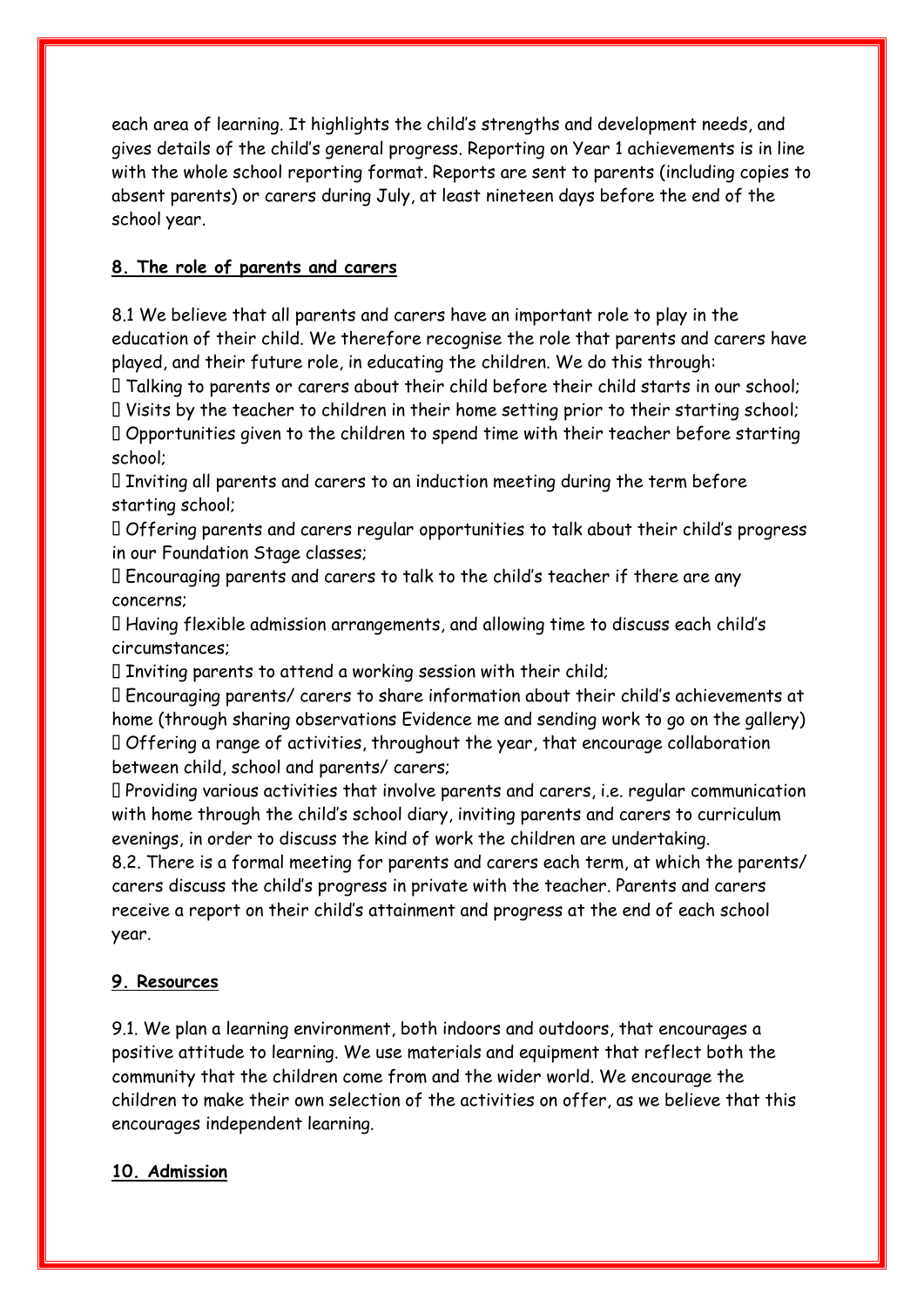each area of learning. It highlights the child's strengths and development needs, and gives details of the child's general progress. Reporting on Year 1 achievements is in line with the whole school reporting format. Reports are sent to parents (including copies to absent parents) or carers during July, at least nineteen days before the end of the school year.

## 8. The role of parents and carers

8.1 We believe that all parents and carers have an important role to play in the education of their child. We therefore recognise the role that parents and carers have played, and their future role, in educating the children. We do this through:

- Talking to parents or carers about their child before their child starts in our school;
- Visits by the teacher to children in their home setting prior to their starting school;
- Opportunities given to the children to spend time with their teacher before starting school;
- Inviting all parents and carers to an induction meeting during the term before starting school;
- Offering parents and carers regular opportunities to talk about their child's progress in our Foundation Stage classes;
- Encouraging parents and carers to talk to the child's teacher if there are any concerns;
- Having flexible admission arrangements, and allowing time to discuss each child's circumstances;
- Inviting parents to attend a working session with their child;
- Encouraging parents/ carers to share information about their child's achievements at home (through sharing observations Evidence me and sending work to go on the gallery)
- Offering a range of activities, throughout the year, that encourage collaboration between child, school and parents/ carers;
- Providing various activities that involve parents and carers, i.e. regular communication with home through the child's school diary, inviting parents and carers to curriculum evenings, in order to discuss the kind of work the children are undertaking.

8.2. There is a formal meeting for parents and carers each term, at which the parents/ carers discuss the child's progress in private with the teacher. Parents and carers receive a report on their child's attainment and progress at the end of each school year.

## 9. Resources

9.1. We plan a learning environment, both indoors and outdoors, that encourages a positive attitude to learning. We use materials and equipment that reflect both the community that the children come from and the wider world. We encourage the children to make their own selection of the activities on offer, as we believe that this encourages independent learning.

## 10. Admission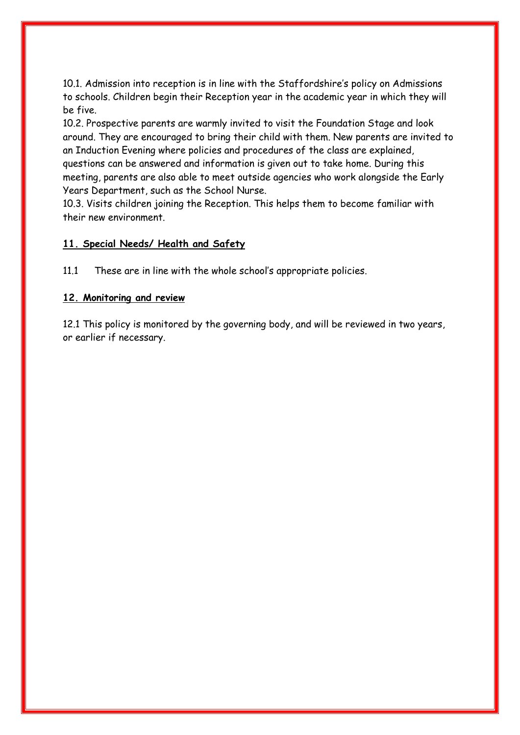10.1. Admission into reception is in line with the Staffordshire's policy on Admissions to schools. Children begin their Reception year in the academic year in which they will be five.

10.2. Prospective parents are warmly invited to visit the Foundation Stage and look around. They are encouraged to bring their child with them. New parents are invited to an Induction Evening where policies and procedures of the class are explained, questions can be answered and information is given out to take home. During this meeting, parents are also able to meet outside agencies who work alongside the Early Years Department, such as the School Nurse.

10.3. Visits children joining the Reception. This helps them to become familiar with their new environment.

## 11. Special Needs/ Health and Safety

11.1 These are in line with the whole school's appropriate policies.

## 12. Monitoring and review

12.1 This policy is monitored by the governing body, and will be reviewed in two years, or earlier if necessary.